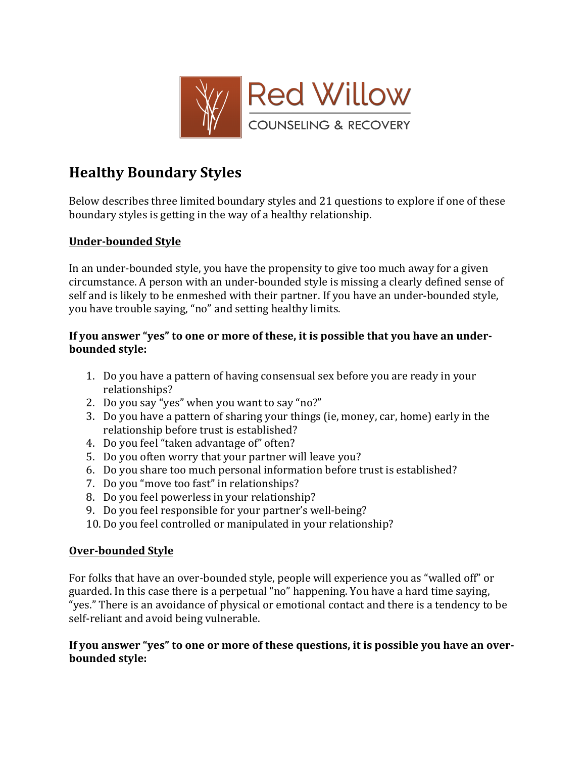Red Willow

COUNSELING & RECOVERY

# Healthy Boundary Styles

Below describes three limited boundary styles and 21 questions to explore if one of these boundary styles is getting in the way of a healthy relationship.

## Under-bounded Style

In an under-bounded style, you have the propensity to give too much away for a given circumstance. A person with an under-bounded style is missing a clearly defined sense of self and is likely to be enmeshed with their partner. If you have an under-bounded style, you have trouble saying, "no" and setting healthy limits.

**If you answer "yes" to one or more of these, it is possible that you have an under-bounded style:**

1. Do you have a pattern of having consensual sex before you are ready in your relationships?
2. Do you say "yes" when you want to say "no?"
3. Do you have a pattern of sharing your things (ie, money, car, home) early in the relationship before trust is established?
4. Do you feel "taken advantage of" often?
5. Do you often worry that your partner will leave you?
6. Do you share too much personal information before trust is established?
7. Do you "move too fast" in relationships?
8. Do you feel powerless in your relationship?
9. Do you feel responsible for your partner's well-being?
10. Do you feel controlled or manipulated in your relationship?

## Over-bounded Style

For folks that have an over-bounded style, people will experience you as "walled off" or guarded. In this case there is a perpetual "no" happening. You have a hard time saying, "yes." There is an avoidance of physical or emotional contact and there is a tendency to be self-reliant and avoid being vulnerable.

**If you answer "yes" to one or more of these questions, it is possible you have an over-bounded style:**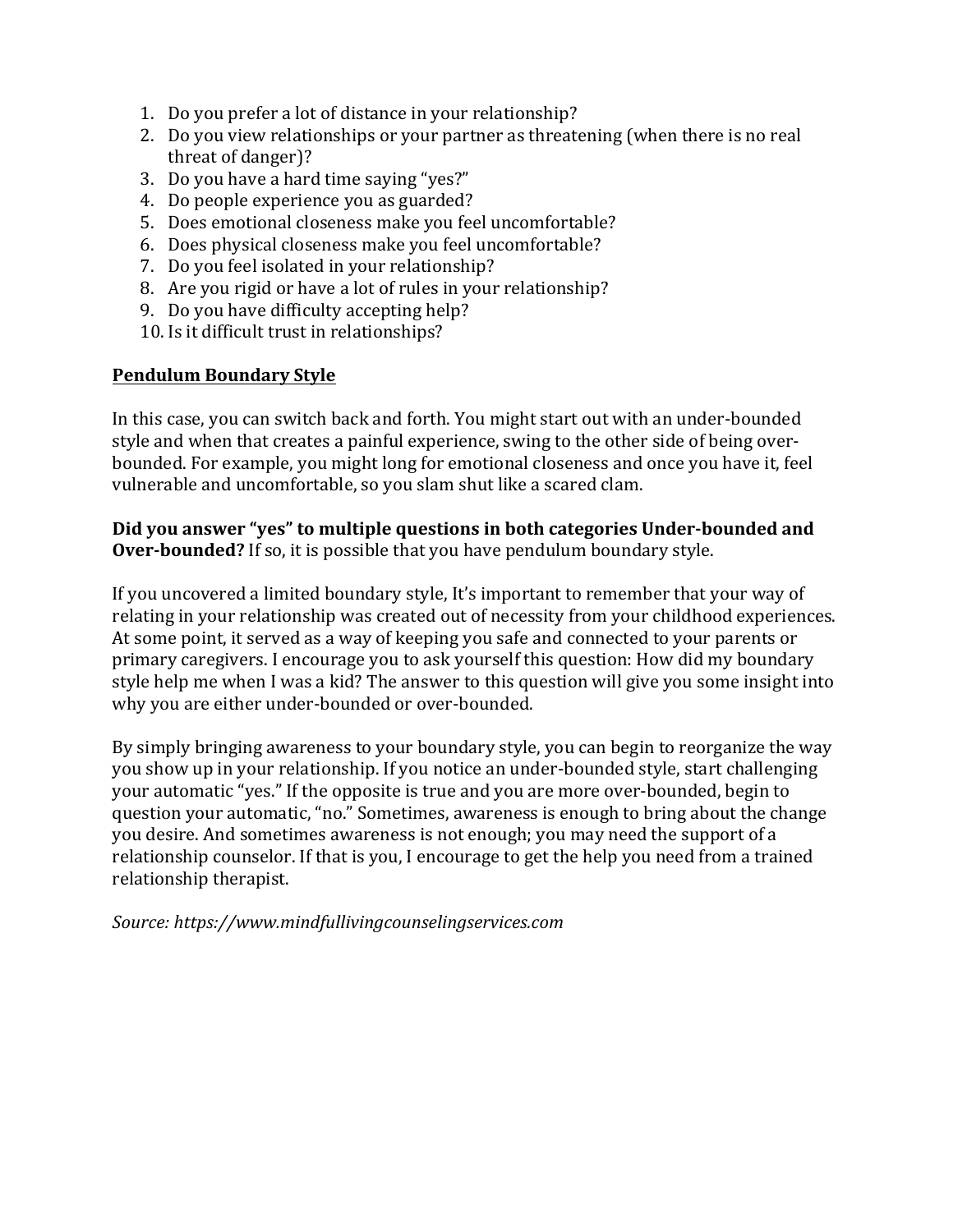1. Do you prefer a lot of distance in your relationship?
2. Do you view relationships or your partner as threatening (when there is no real threat of danger)?
3. Do you have a hard time saying "yes?"
4. Do people experience you as guarded?
5. Does emotional closeness make you feel uncomfortable?
6. Does physical closeness make you feel uncomfortable?
7. Do you feel isolated in your relationship?
8. Are you rigid or have a lot of rules in your relationship?
9. Do you have difficulty accepting help?
10. Is it difficult trust in relationships?

**<u>Pendulum Boundary Style</u>**

In this case, you can switch back and forth. You might start out with an under-bounded style and when that creates a painful experience, swing to the other side of being over-bounded. For example, you might long for emotional closeness and once you have it, feel vulnerable and uncomfortable, so you slam shut like a scared clam.

**Did you answer "yes" to multiple questions in both categories Under-bounded and Over-bounded?** If so, it is possible that you have pendulum boundary style.

If you uncovered a limited boundary style, It's important to remember that your way of relating in your relationship was created out of necessity from your childhood experiences. At some point, it served as a way of keeping you safe and connected to your parents or primary caregivers. I encourage you to ask yourself this question: How did my boundary style help me when I was a kid? The answer to this question will give you some insight into why you are either under-bounded or over-bounded.

By simply bringing awareness to your boundary style, you can begin to reorganize the way you show up in your relationship. If you notice an under-bounded style, start challenging your automatic "yes." If the opposite is true and you are more over-bounded, begin to question your automatic, "no." Sometimes, awareness is enough to bring about the change you desire. And sometimes awareness is not enough; you may need the support of a relationship counselor. If that is you, I encourage to get the help you need from a trained relationship therapist.

*Source: https://www.mindfullivingcounselingservices.com*